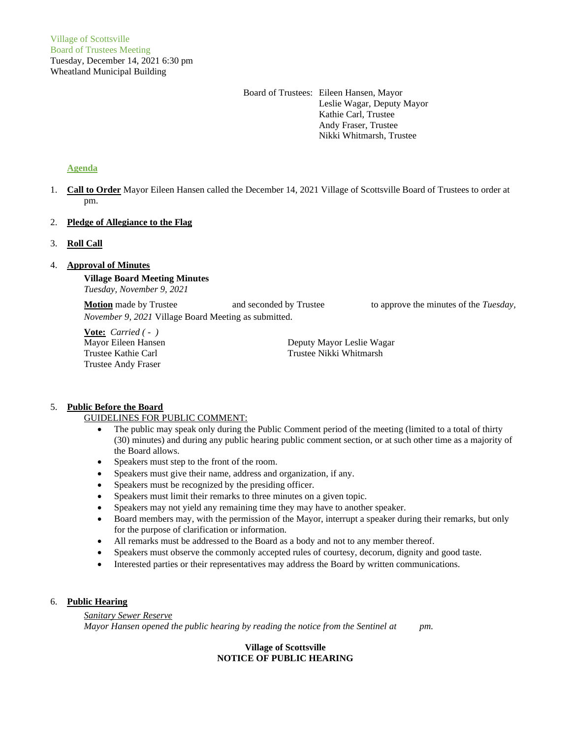Village of Scottsville
Board of Trustees Meeting
Tuesday, December 14, 2021 6:30 pm
Wheatland Municipal Building

Board of Trustees: Eileen Hansen, Mayor
Leslie Wagar, Deputy Mayor
Kathie Carl, Trustee
Andy Fraser, Trustee
Nikki Whitmarsh, Trustee

**Agenda**

1. **Call to Order** Mayor Eileen Hansen called the December 14, 2021 Village of Scottsville Board of Trustees to order at pm.

2. **Pledge of Allegiance to the Flag**

3. **Roll Call**

4. **Approval of Minutes**

   **Village Board Meeting Minutes**
   *Tuesday, November 9, 2021*

   **Motion** made by Trustee and seconded by Trustee to approve the minutes of the *Tuesday, November 9, 2021* Village Board Meeting as submitted.

   **Vote:** *Carried ( - )*
   Mayor Eileen Hansen
   Deputy Mayor Leslie Wagar
   Trustee Kathie Carl
   Trustee Nikki Whitmarsh
   Trustee Andy Fraser

5. **Public Before the Board**

   GUIDELINES FOR PUBLIC COMMENT:
   - The public may speak only during the Public Comment period of the meeting (limited to a total of thirty (30) minutes) and during any public hearing public comment section, or at such other time as a majority of the Board allows.
   - Speakers must step to the front of the room.
   - Speakers must give their name, address and organization, if any.
   - Speakers must be recognized by the presiding officer.
   - Speakers must limit their remarks to three minutes on a given topic.
   - Speakers may not yield any remaining time they may have to another speaker.
   - Board members may, with the permission of the Mayor, interrupt a speaker during their remarks, but only for the purpose of clarification or information.
   - All remarks must be addressed to the Board as a body and not to any member thereof.
   - Speakers must observe the commonly accepted rules of courtesy, decorum, dignity and good taste.
   - Interested parties or their representatives may address the Board by written communications.

6. **Public Hearing**

   *Sanitary Sewer Reserve*
   *Mayor Hansen opened the public hearing by reading the notice from the Sentinel at pm.*

**Village of Scottsville**
**NOTICE OF PUBLIC HEARING**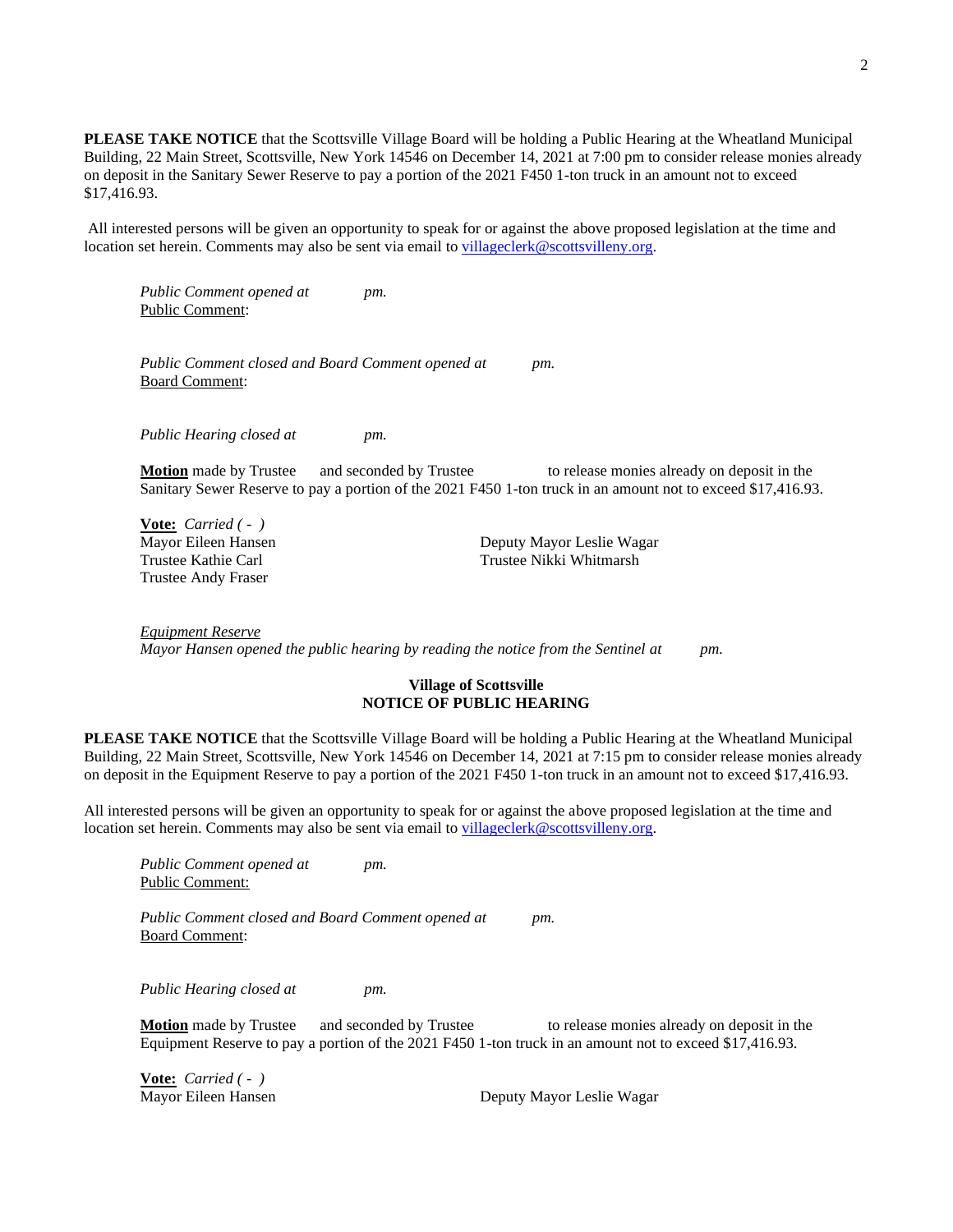**PLEASE TAKE NOTICE** that the Scottsville Village Board will be holding a Public Hearing at the Wheatland Municipal Building, 22 Main Street, Scottsville, New York 14546 on December 14, 2021 at 7:00 pm to consider release monies already on deposit in the Sanitary Sewer Reserve to pay a portion of the 2021 F450 1-ton truck in an amount not to exceed $17,416.93.

All interested persons will be given an opportunity to speak for or against the above proposed legislation at the time and location set herein. Comments may also be sent via email to villageclerk@scottsvilleny.org.

*Public Comment opened at pm.*
Public Comment:

*Public Comment closed and Board Comment opened at pm.*
Board Comment:

*Public Hearing closed at pm.*

**Motion** made by Trustee and seconded by Trustee to release monies already on deposit in the Sanitary Sewer Reserve to pay a portion of the 2021 F450 1-ton truck in an amount not to exceed $17,416.93.

**Vote:** *Carried ( - )*

Mayor Eileen Hansen
Deputy Mayor Leslie Wagar
Trustee Kathie Carl
Trustee Nikki Whitmarsh
Trustee Andy Fraser

*Equipment Reserve*
*Mayor Hansen opened the public hearing by reading the notice from the Sentinel at pm.*

**Village of Scottsville**
**NOTICE OF PUBLIC HEARING**

**PLEASE TAKE NOTICE** that the Scottsville Village Board will be holding a Public Hearing at the Wheatland Municipal Building, 22 Main Street, Scottsville, New York 14546 on December 14, 2021 at 7:15 pm to consider release monies already on deposit in the Equipment Reserve to pay a portion of the 2021 F450 1-ton truck in an amount not to exceed $17,416.93.

All interested persons will be given an opportunity to speak for or against the above proposed legislation at the time and location set herein. Comments may also be sent via email to villageclerk@scottsvilleny.org.

*Public Comment opened at pm.*
Public Comment:

*Public Comment closed and Board Comment opened at pm.*
Board Comment:

*Public Hearing closed at pm.*

**Motion** made by Trustee and seconded by Trustee to release monies already on deposit in the Equipment Reserve to pay a portion of the 2021 F450 1-ton truck in an amount not to exceed $17,416.93.

**Vote:** *Carried ( - )*

Mayor Eileen Hansen
Deputy Mayor Leslie Wagar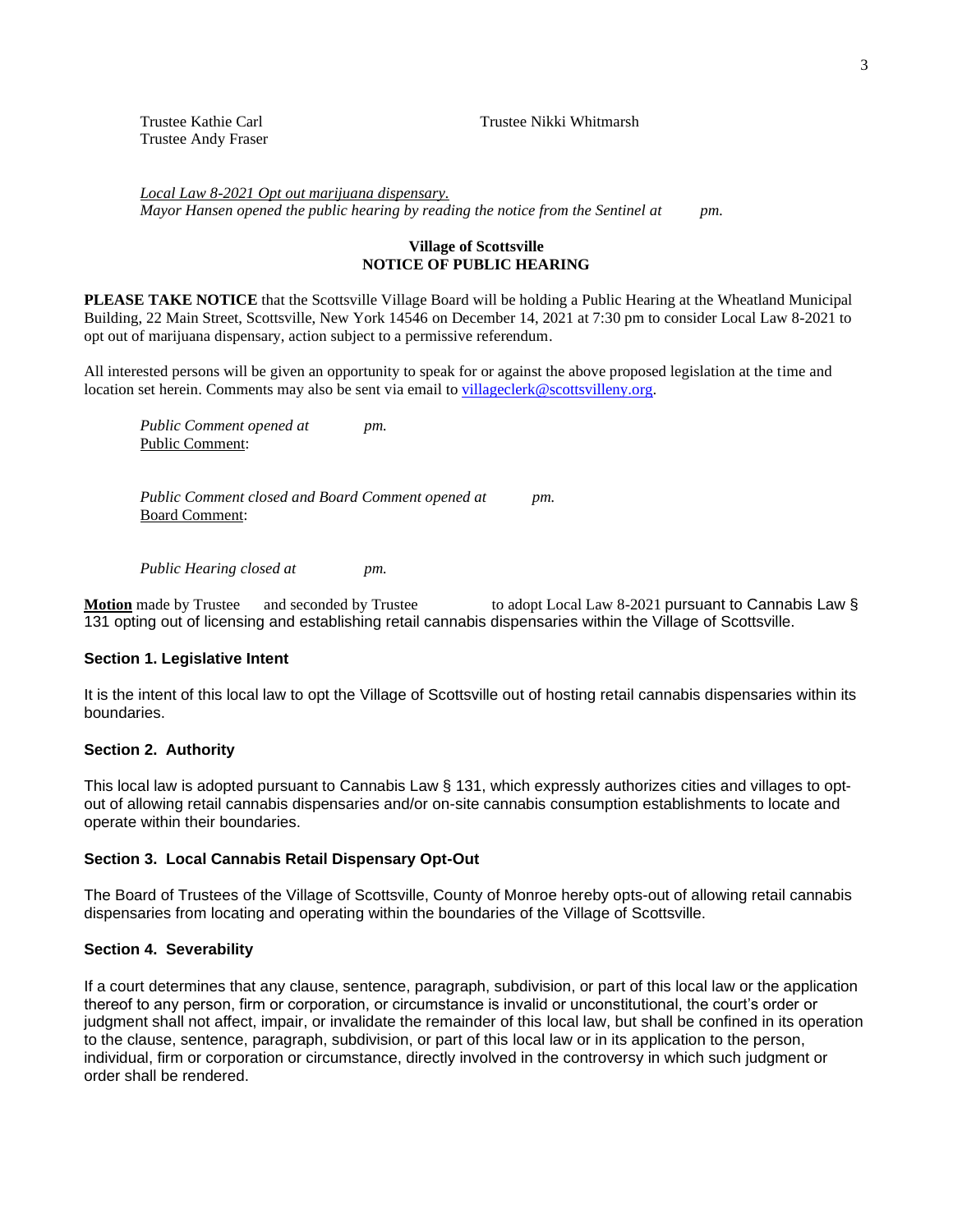Trustee Kathie Carl
Trustee Andy Fraser
Trustee Nikki Whitmarsh

*Local Law 8-2021 Opt out marijuana dispensary.*
*Mayor Hansen opened the public hearing by reading the notice from the Sentinel at pm.*

**Village of Scottsville**
**NOTICE OF PUBLIC HEARING**

**PLEASE TAKE NOTICE** that the Scottsville Village Board will be holding a Public Hearing at the Wheatland Municipal Building, 22 Main Street, Scottsville, New York 14546 on December 14, 2021 at 7:30 pm to consider Local Law 8-2021 to opt out of marijuana dispensary, action subject to a permissive referendum.

All interested persons will be given an opportunity to speak for or against the above proposed legislation at the time and location set herein. Comments may also be sent via email to villageclerk@scottsvilleny.org.

*Public Comment opened at pm.*
Public Comment:

*Public Comment closed and Board Comment opened at pm.*
Board Comment:

*Public Hearing closed at pm.*

**Motion** made by Trustee and seconded by Trustee to adopt Local Law 8-2021 pursuant to Cannabis Law § 131 opting out of licensing and establishing retail cannabis dispensaries within the Village of Scottsville.

**Section 1. Legislative Intent**

It is the intent of this local law to opt the Village of Scottsville out of hosting retail cannabis dispensaries within its boundaries.

**Section 2. Authority**

This local law is adopted pursuant to Cannabis Law § 131, which expressly authorizes cities and villages to opt-out of allowing retail cannabis dispensaries and/or on-site cannabis consumption establishments to locate and operate within their boundaries.

**Section 3. Local Cannabis Retail Dispensary Opt-Out**

The Board of Trustees of the Village of Scottsville, County of Monroe hereby opts-out of allowing retail cannabis dispensaries from locating and operating within the boundaries of the Village of Scottsville.

**Section 4. Severability**

If a court determines that any clause, sentence, paragraph, subdivision, or part of this local law or the application thereof to any person, firm or corporation, or circumstance is invalid or unconstitutional, the court's order or judgment shall not affect, impair, or invalidate the remainder of this local law, but shall be confined in its operation to the clause, sentence, paragraph, subdivision, or part of this local law or in its application to the person, individual, firm or corporation or circumstance, directly involved in the controversy in which such judgment or order shall be rendered.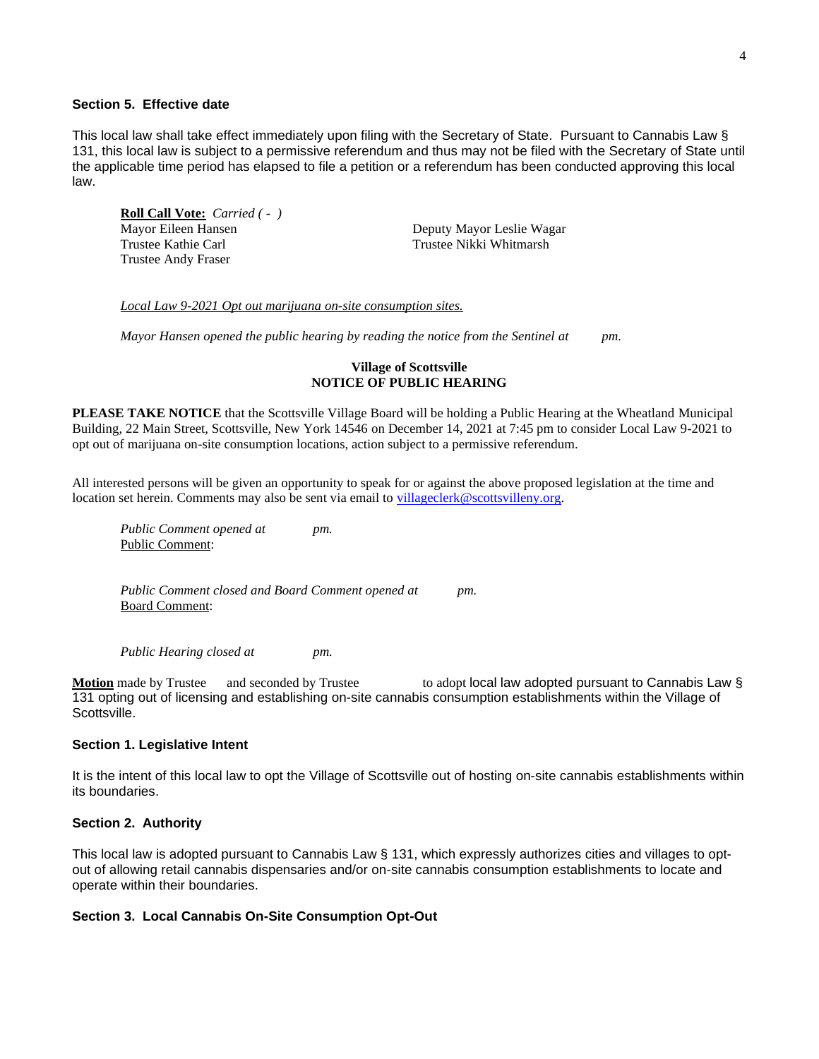### Section 5. Effective date

This local law shall take effect immediately upon filing with the Secretary of State. Pursuant to Cannabis Law § 131, this local law is subject to a permissive referendum and thus may not be filed with the Secretary of State until the applicable time period has elapsed to file a petition or a referendum has been conducted approving this local law.

**Roll Call Vote:** *Carried ( - )*

Mayor Eileen Hansen
Trustee Kathie Carl
Trustee Andy Fraser
Deputy Mayor Leslie Wagar
Trustee Nikki Whitmarsh

*Local Law 9-2021 Opt out marijuana on-site consumption sites.*

*Mayor Hansen opened the public hearing by reading the notice from the Sentinel at pm.*

**Village of Scottsville**
**NOTICE OF PUBLIC HEARING**

**PLEASE TAKE NOTICE** that the Scottsville Village Board will be holding a Public Hearing at the Wheatland Municipal Building, 22 Main Street, Scottsville, New York 14546 on December 14, 2021 at 7:45 pm to consider Local Law 9-2021 to opt out of marijuana on-site consumption locations, action subject to a permissive referendum.

All interested persons will be given an opportunity to speak for or against the above proposed legislation at the time and location set herein. Comments may also be sent via email to villageclerk@scottsvilleny.org.

*Public Comment opened at pm.*
Public Comment:

*Public Comment closed and Board Comment opened at pm.*
Board Comment:

*Public Hearing closed at pm.*

**Motion** made by Trustee and seconded by Trustee to adopt local law adopted pursuant to Cannabis Law § 131 opting out of licensing and establishing on-site cannabis consumption establishments within the Village of Scottsville.

### Section 1. Legislative Intent

It is the intent of this local law to opt the Village of Scottsville out of hosting on-site cannabis establishments within its boundaries.

### Section 2. Authority

This local law is adopted pursuant to Cannabis Law § 131, which expressly authorizes cities and villages to opt-out of allowing retail cannabis dispensaries and/or on-site cannabis consumption establishments to locate and operate within their boundaries.

### Section 3. Local Cannabis On-Site Consumption Opt-Out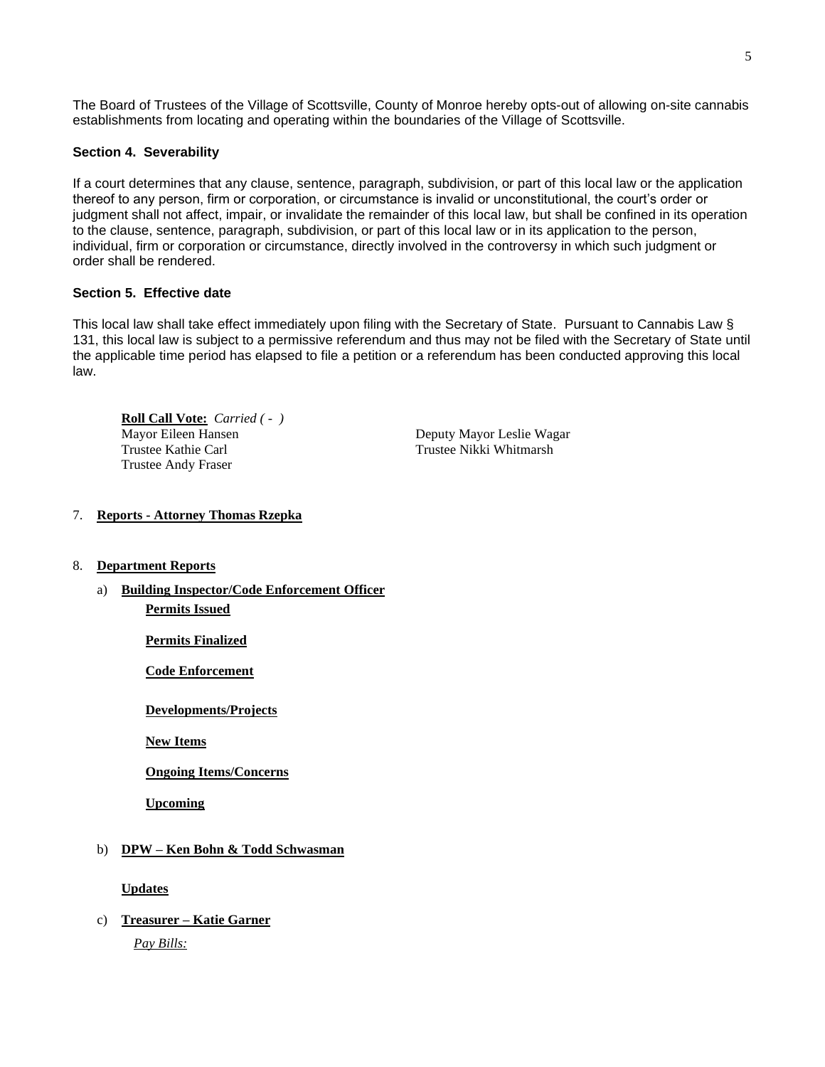The Board of Trustees of the Village of Scottsville, County of Monroe hereby opts-out of allowing on-site cannabis establishments from locating and operating within the boundaries of the Village of Scottsville.

**Section 4. Severability**

If a court determines that any clause, sentence, paragraph, subdivision, or part of this local law or the application thereof to any person, firm or corporation, or circumstance is invalid or unconstitutional, the court's order or judgment shall not affect, impair, or invalidate the remainder of this local law, but shall be confined in its operation to the clause, sentence, paragraph, subdivision, or part of this local law or in its application to the person, individual, firm or corporation or circumstance, directly involved in the controversy in which such judgment or order shall be rendered.

**Section 5. Effective date**

This local law shall take effect immediately upon filing with the Secretary of State. Pursuant to Cannabis Law § 131, this local law is subject to a permissive referendum and thus may not be filed with the Secretary of State until the applicable time period has elapsed to file a petition or a referendum has been conducted approving this local law.

**Roll Call Vote:** *Carried ( - )*

Mayor Eileen Hansen
Deputy Mayor Leslie Wagar
Trustee Kathie Carl
Trustee Nikki Whitmarsh
Trustee Andy Fraser

7. **Reports - Attorney Thomas Rzepka**

8. **Department Reports**

   a) **Building Inspector/Code Enforcement Officer**

      **Permits Issued**

      **Permits Finalized**

      **Code Enforcement**

      **Developments/Projects**

      **New Items**

      **Ongoing Items/Concerns**

      **Upcoming**

   b) **DPW – Ken Bohn & Todd Schwasman**

      **Updates**

   c) **Treasurer – Katie Garner**

      *Pay Bills:*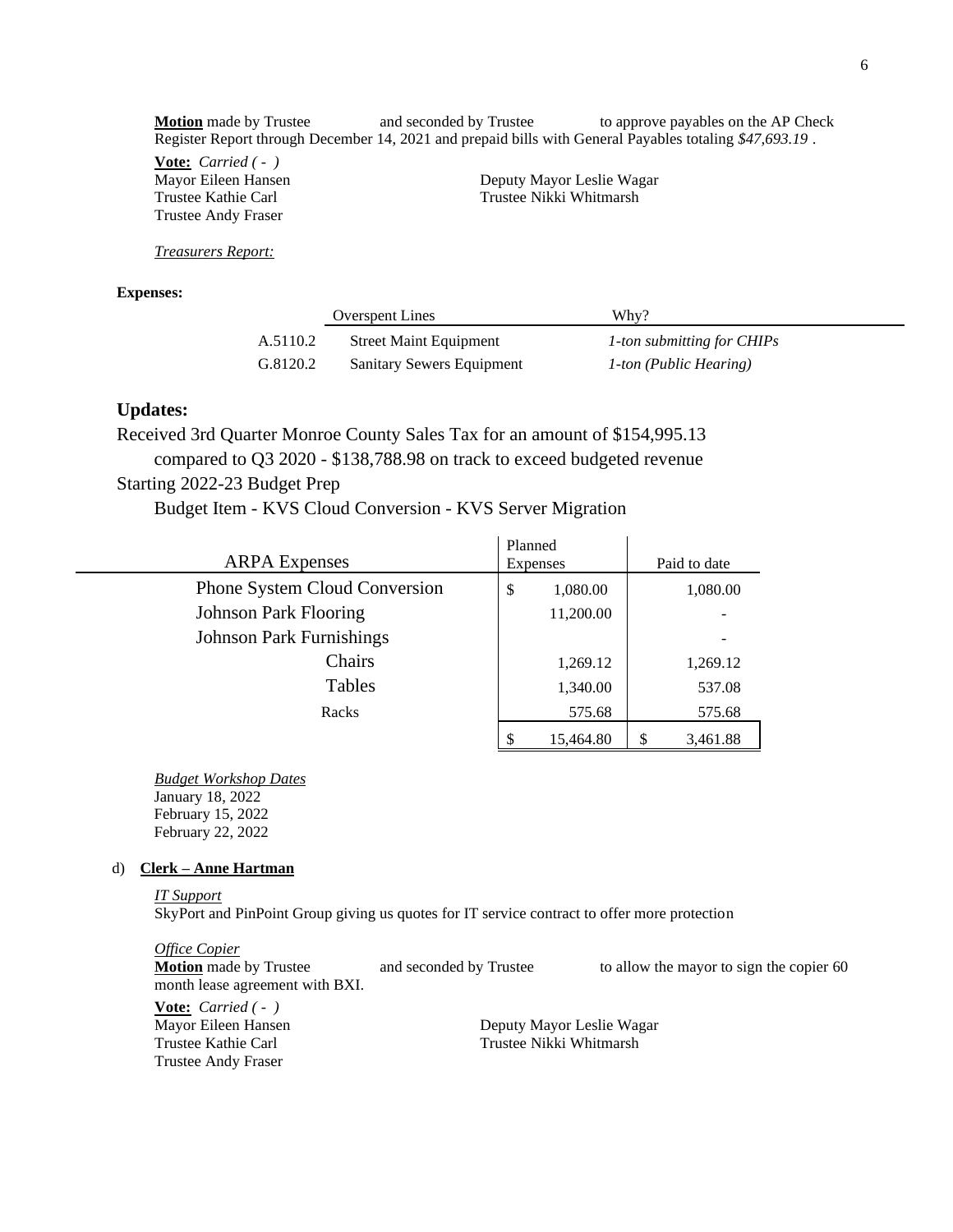**Motion** made by Trustee and seconded by Trustee to approve payables on the AP Check Register Report through December 14, 2021 and prepaid bills with General Payables totaling *$47,693.19* .

**Vote:** *Carried ( - )*
Mayor Eileen Hansen
Deputy Mayor Leslie Wagar
Trustee Kathie Carl
Trustee Nikki Whitmarsh
Trustee Andy Fraser

*Treasurers Report:*

**Expenses:**

| | Overspent Lines | Why? |
|---|---|---|
| A.5110.2 | Street Maint Equipment | *1-ton submitting for CHIPs* |
| G.8120.2 | Sanitary Sewers Equipment | *1-ton (Public Hearing)* |

## Updates:

Received 3rd Quarter Monroe County Sales Tax for an amount of $154,995.13
compared to Q3 2020 - $138,788.98 on track to exceed budgeted revenue
Starting 2022-23 Budget Prep
Budget Item - KVS Cloud Conversion - KVS Server Migration

| ARPA Expenses | Planned Expenses | Paid to date |
|---|---|---|
| Phone System Cloud Conversion | $ 1,080.00 | 1,080.00 |
| Johnson Park Flooring | 11,200.00 | - |
| Johnson Park Furnishings | | - |
| Chairs | 1,269.12 | 1,269.12 |
| Tables | 1,340.00 | 537.08 |
| Racks | 575.68 | 575.68 |
| | $ 15,464.80 | $ 3,461.88 |

*Budget Workshop Dates*
January 18, 2022
February 15, 2022
February 22, 2022

d) **Clerk – Anne Hartman**

*IT Support*
SkyPort and PinPoint Group giving us quotes for IT service contract to offer more protection

*Office Copier*
**Motion** made by Trustee and seconded by Trustee to allow the mayor to sign the copier 60 month lease agreement with BXI.

**Vote:** *Carried ( - )*
Mayor Eileen Hansen
Deputy Mayor Leslie Wagar
Trustee Kathie Carl
Trustee Nikki Whitmarsh
Trustee Andy Fraser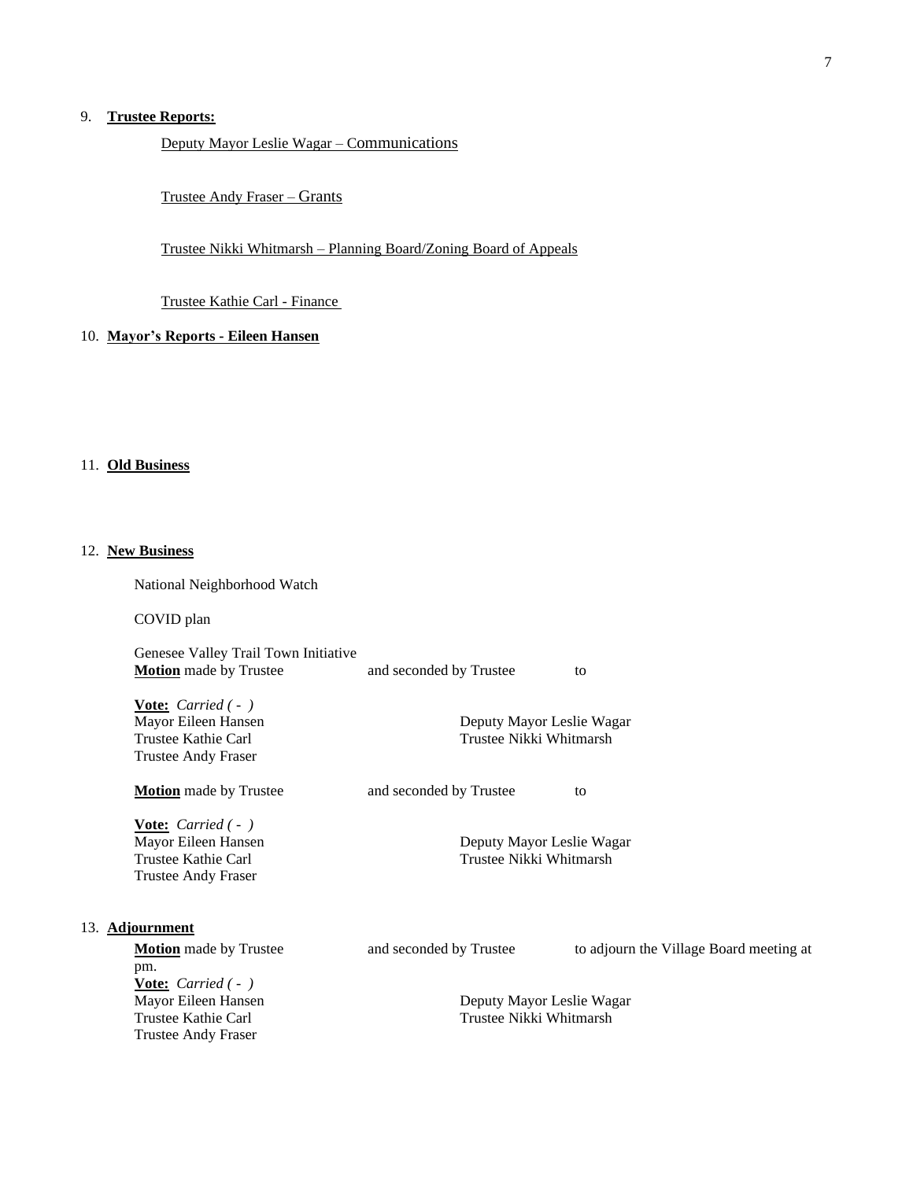9. **Trustee Reports:**

   Deputy Mayor Leslie Wagar – Communications

   Trustee Andy Fraser – Grants

   Trustee Nikki Whitmarsh – Planning Board/Zoning Board of Appeals

   Trustee Kathie Carl - Finance

10. **Mayor's Reports - Eileen Hansen**

11. **Old Business**

12. **New Business**

    National Neighborhood Watch

    COVID plan

    Genesee Valley Trail Town Initiative
    **Motion** made by Trustee and seconded by Trustee to

    **Vote:** *Carried ( - )*
    Mayor Eileen Hansen
    Deputy Mayor Leslie Wagar
    Trustee Kathie Carl
    Trustee Nikki Whitmarsh
    Trustee Andy Fraser

    **Motion** made by Trustee and seconded by Trustee to

    **Vote:** *Carried ( - )*
    Mayor Eileen Hansen
    Deputy Mayor Leslie Wagar
    Trustee Kathie Carl
    Trustee Nikki Whitmarsh
    Trustee Andy Fraser

13. **Adjournment**

    **Motion** made by Trustee and seconded by Trustee to adjourn the Village Board meeting at pm.
    **Vote:** *Carried ( - )*
    Mayor Eileen Hansen
    Deputy Mayor Leslie Wagar
    Trustee Kathie Carl
    Trustee Nikki Whitmarsh
    Trustee Andy Fraser